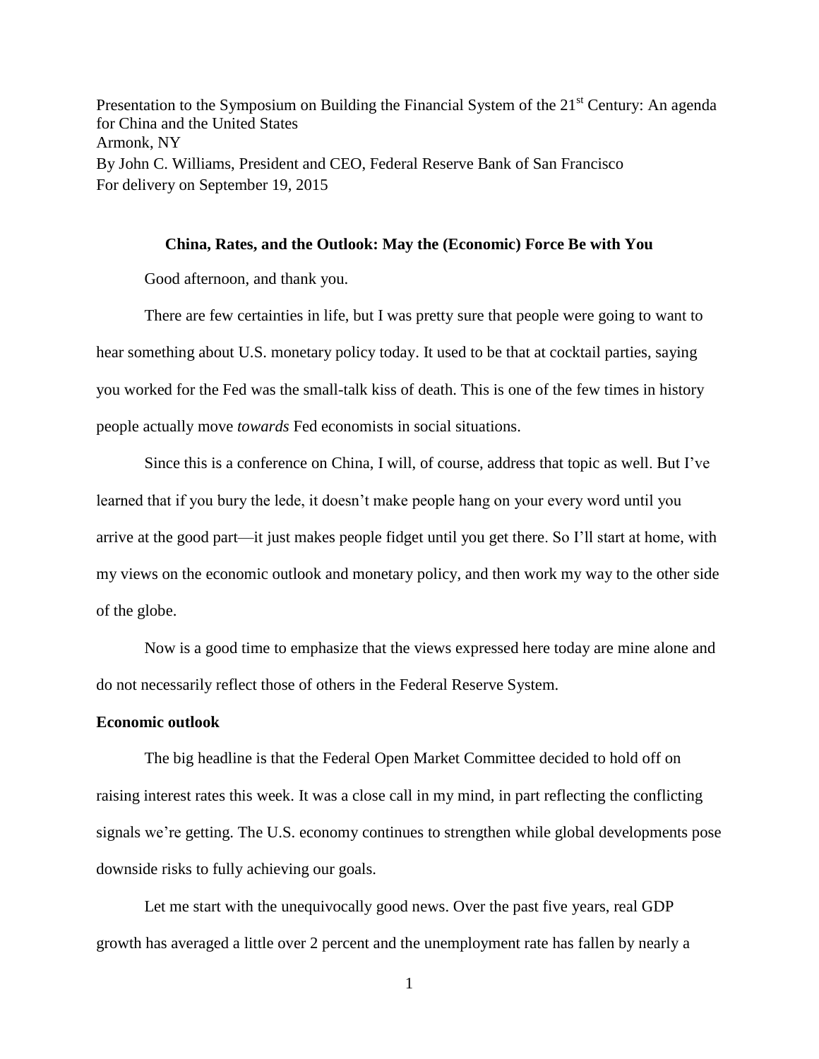Presentation to the Symposium on Building the Financial System of the 21st Century: An agenda for China and the United States
Armonk, NY
By John C. Williams, President and CEO, Federal Reserve Bank of San Francisco
For delivery on September 19, 2015

## China, Rates, and the Outlook: May the (Economic) Force Be with You

Good afternoon, and thank you.

There are few certainties in life, but I was pretty sure that people were going to want to hear something about U.S. monetary policy today. It used to be that at cocktail parties, saying you worked for the Fed was the small-talk kiss of death. This is one of the few times in history people actually move *towards* Fed economists in social situations.

Since this is a conference on China, I will, of course, address that topic as well. But I've learned that if you bury the lede, it doesn't make people hang on your every word until you arrive at the good part—it just makes people fidget until you get there. So I'll start at home, with my views on the economic outlook and monetary policy, and then work my way to the other side of the globe.

Now is a good time to emphasize that the views expressed here today are mine alone and do not necessarily reflect those of others in the Federal Reserve System.

### Economic outlook

The big headline is that the Federal Open Market Committee decided to hold off on raising interest rates this week. It was a close call in my mind, in part reflecting the conflicting signals we're getting. The U.S. economy continues to strengthen while global developments pose downside risks to fully achieving our goals.

Let me start with the unequivocally good news. Over the past five years, real GDP growth has averaged a little over 2 percent and the unemployment rate has fallen by nearly a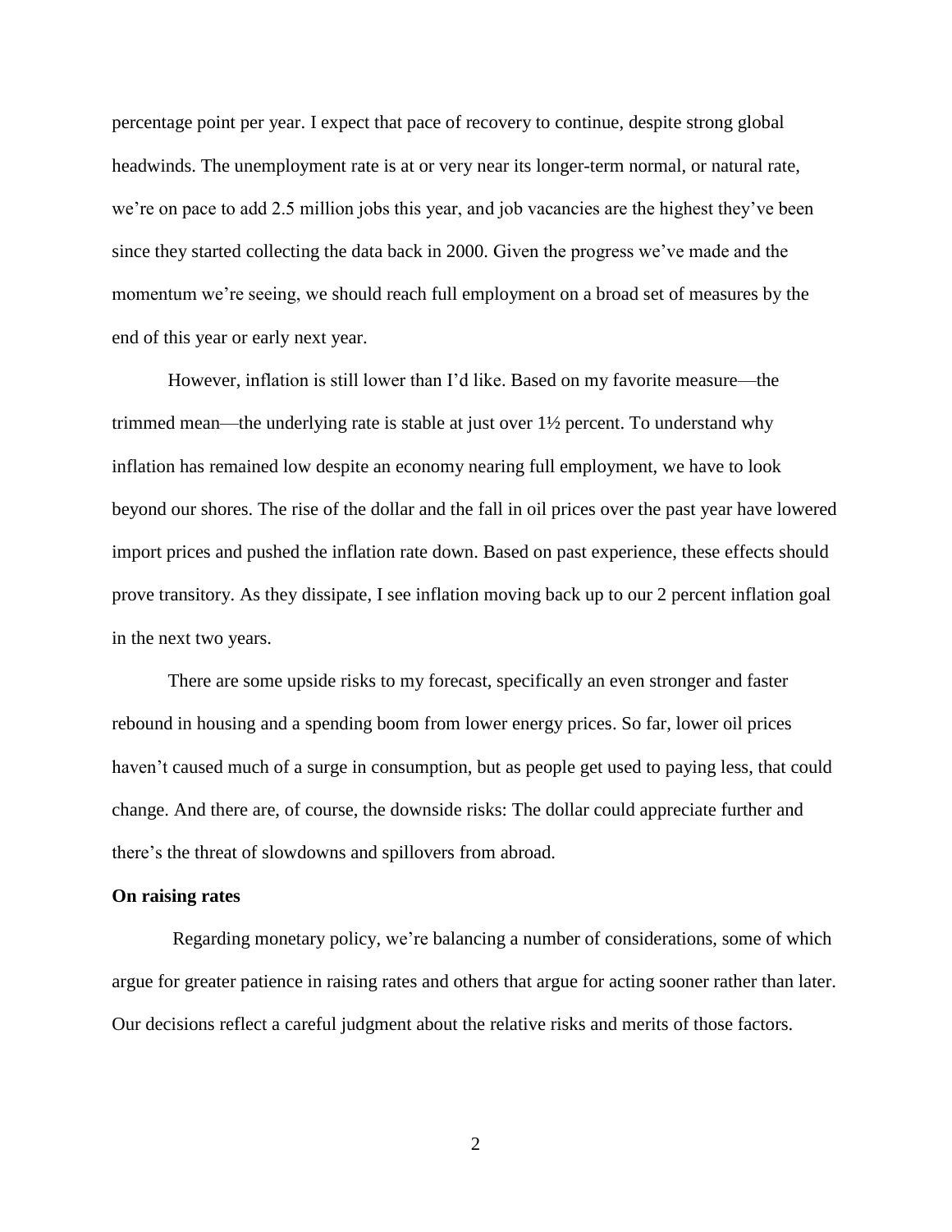percentage point per year. I expect that pace of recovery to continue, despite strong global headwinds. The unemployment rate is at or very near its longer-term normal, or natural rate, we're on pace to add 2.5 million jobs this year, and job vacancies are the highest they've been since they started collecting the data back in 2000. Given the progress we've made and the momentum we're seeing, we should reach full employment on a broad set of measures by the end of this year or early next year.

However, inflation is still lower than I'd like. Based on my favorite measure—the trimmed mean—the underlying rate is stable at just over 1½ percent. To understand why inflation has remained low despite an economy nearing full employment, we have to look beyond our shores. The rise of the dollar and the fall in oil prices over the past year have lowered import prices and pushed the inflation rate down. Based on past experience, these effects should prove transitory. As they dissipate, I see inflation moving back up to our 2 percent inflation goal in the next two years.

There are some upside risks to my forecast, specifically an even stronger and faster rebound in housing and a spending boom from lower energy prices. So far, lower oil prices haven't caused much of a surge in consumption, but as people get used to paying less, that could change. And there are, of course, the downside risks: The dollar could appreciate further and there's the threat of slowdowns and spillovers from abroad.

**On raising rates**

Regarding monetary policy, we're balancing a number of considerations, some of which argue for greater patience in raising rates and others that argue for acting sooner rather than later. Our decisions reflect a careful judgment about the relative risks and merits of those factors.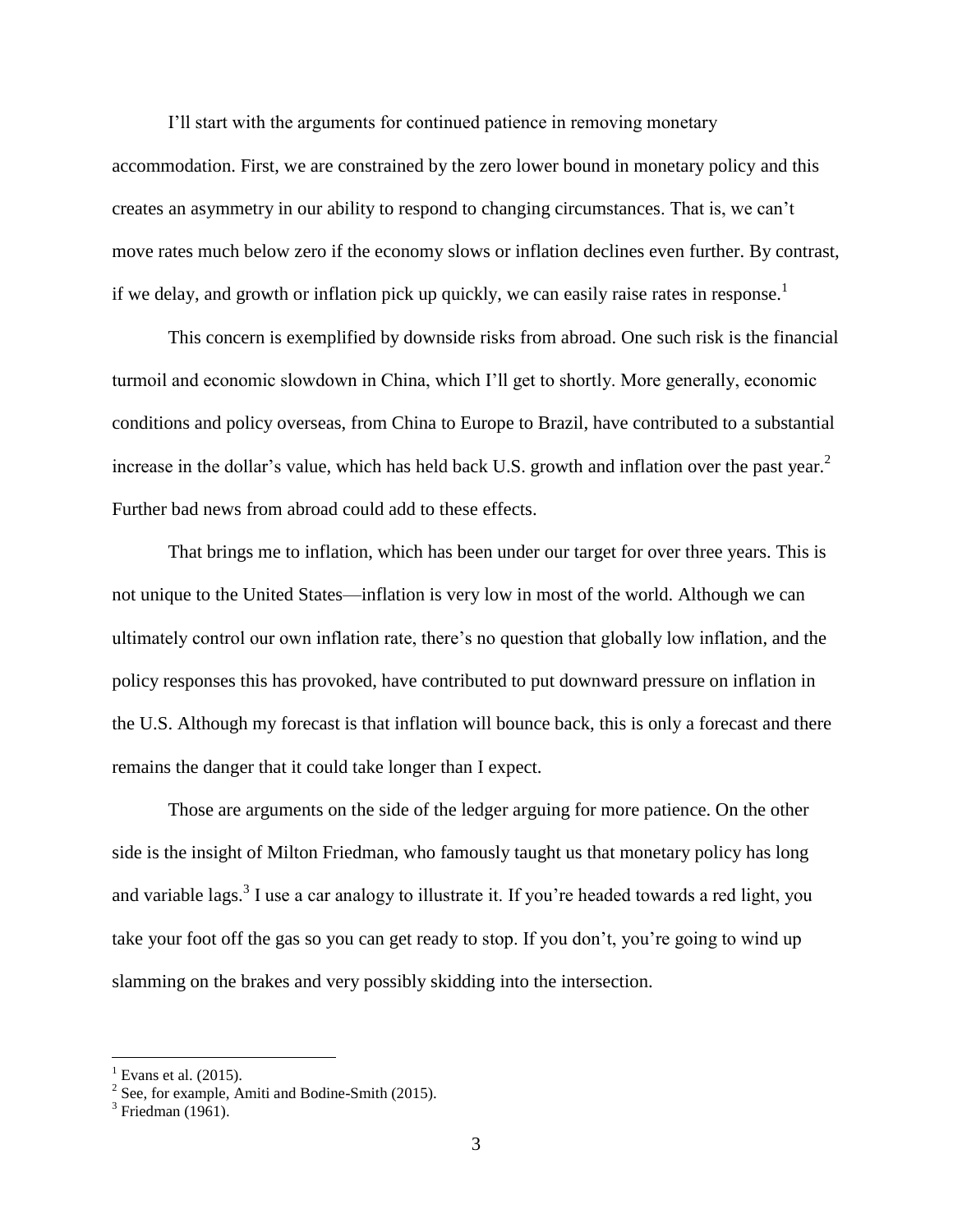I'll start with the arguments for continued patience in removing monetary accommodation. First, we are constrained by the zero lower bound in monetary policy and this creates an asymmetry in our ability to respond to changing circumstances. That is, we can't move rates much below zero if the economy slows or inflation declines even further. By contrast, if we delay, and growth or inflation pick up quickly, we can easily raise rates in response.[1]

This concern is exemplified by downside risks from abroad. One such risk is the financial turmoil and economic slowdown in China, which I'll get to shortly. More generally, economic conditions and policy overseas, from China to Europe to Brazil, have contributed to a substantial increase in the dollar's value, which has held back U.S. growth and inflation over the past year.[2] Further bad news from abroad could add to these effects.

That brings me to inflation, which has been under our target for over three years. This is not unique to the United States—inflation is very low in most of the world. Although we can ultimately control our own inflation rate, there's no question that globally low inflation, and the policy responses this has provoked, have contributed to put downward pressure on inflation in the U.S. Although my forecast is that inflation will bounce back, this is only a forecast and there remains the danger that it could take longer than I expect.

Those are arguments on the side of the ledger arguing for more patience. On the other side is the insight of Milton Friedman, who famously taught us that monetary policy has long and variable lags.[3] I use a car analogy to illustrate it. If you're headed towards a red light, you take your foot off the gas so you can get ready to stop. If you don't, you're going to wind up slamming on the brakes and very possibly skidding into the intersection.

---

[1] Evans et al. (2015).

[2] See, for example, Amiti and Bodine-Smith (2015).

[3] Friedman (1961).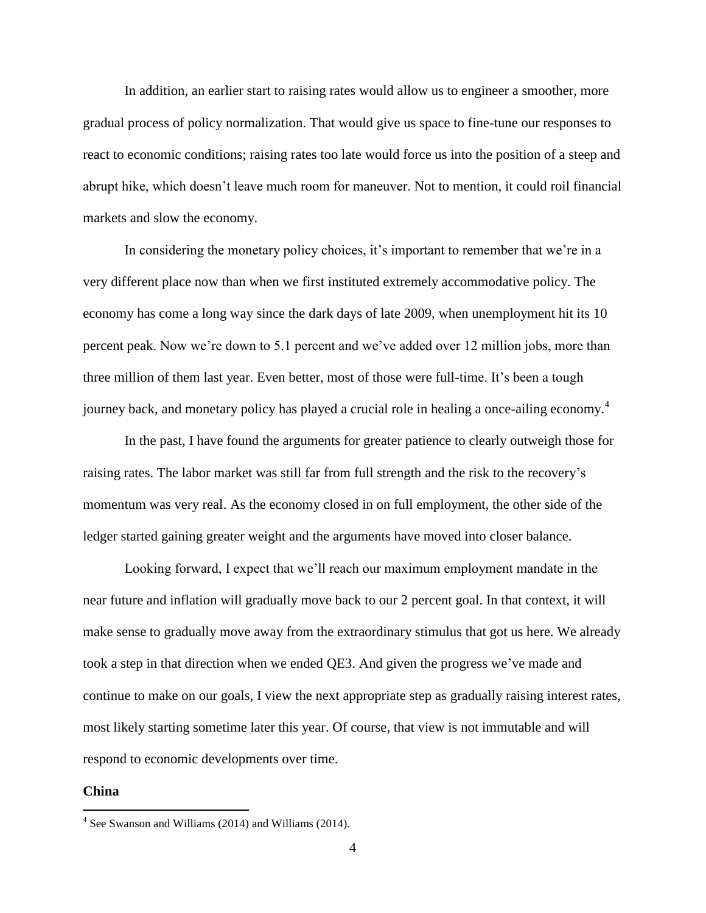In addition, an earlier start to raising rates would allow us to engineer a smoother, more gradual process of policy normalization. That would give us space to fine-tune our responses to react to economic conditions; raising rates too late would force us into the position of a steep and abrupt hike, which doesn't leave much room for maneuver. Not to mention, it could roil financial markets and slow the economy.

In considering the monetary policy choices, it's important to remember that we're in a very different place now than when we first instituted extremely accommodative policy. The economy has come a long way since the dark days of late 2009, when unemployment hit its 10 percent peak. Now we're down to 5.1 percent and we've added over 12 million jobs, more than three million of them last year. Even better, most of those were full-time. It's been a tough journey back, and monetary policy has played a crucial role in healing a once-ailing economy.[4]

In the past, I have found the arguments for greater patience to clearly outweigh those for raising rates. The labor market was still far from full strength and the risk to the recovery's momentum was very real. As the economy closed in on full employment, the other side of the ledger started gaining greater weight and the arguments have moved into closer balance.

Looking forward, I expect that we'll reach our maximum employment mandate in the near future and inflation will gradually move back to our 2 percent goal. In that context, it will make sense to gradually move away from the extraordinary stimulus that got us here. We already took a step in that direction when we ended QE3. And given the progress we've made and continue to make on our goals, I view the next appropriate step as gradually raising interest rates, most likely starting sometime later this year. Of course, that view is not immutable and will respond to economic developments over time.

**China**

---

[4] See Swanson and Williams (2014) and Williams (2014).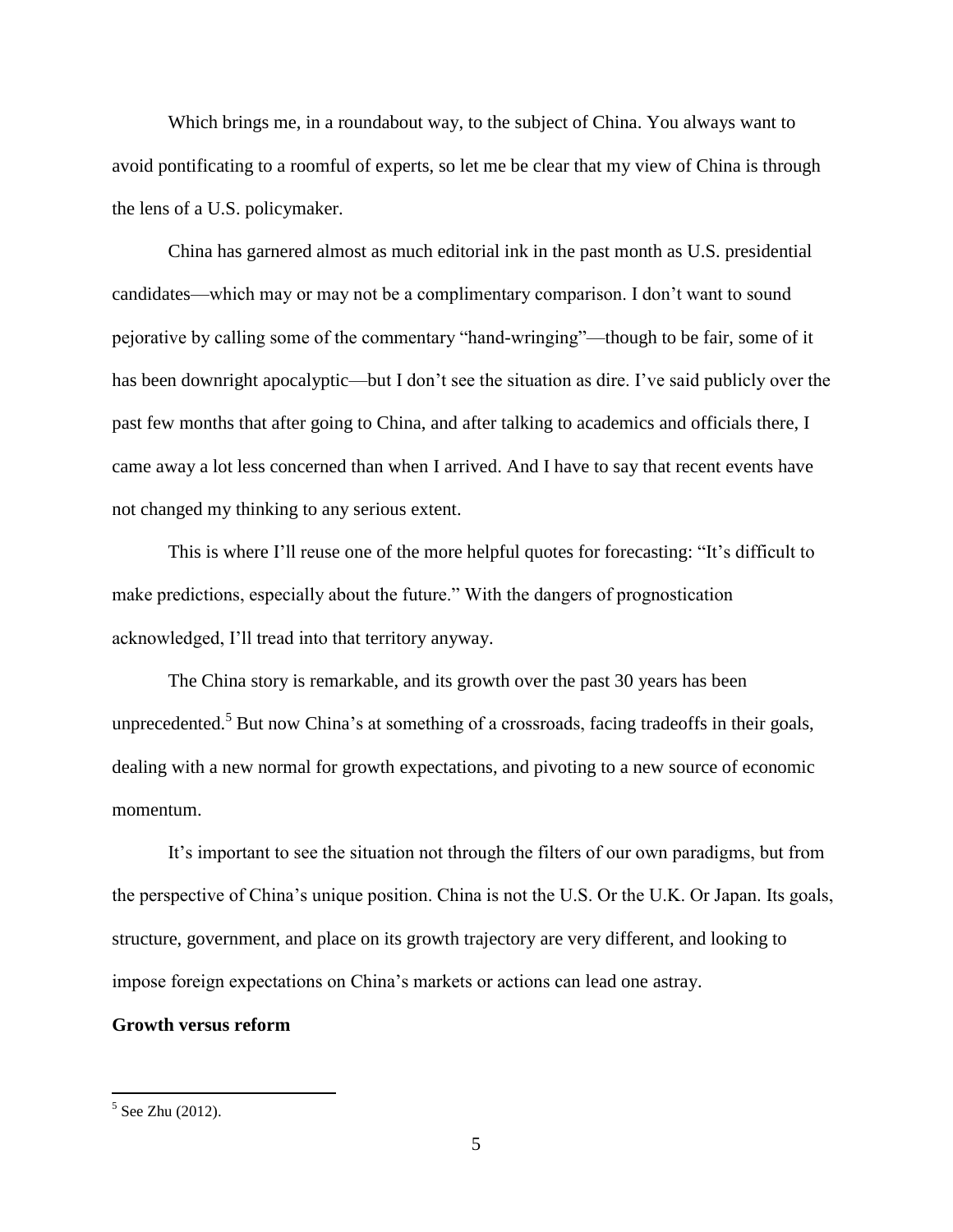Which brings me, in a roundabout way, to the subject of China. You always want to avoid pontificating to a roomful of experts, so let me be clear that my view of China is through the lens of a U.S. policymaker.

China has garnered almost as much editorial ink in the past month as U.S. presidential candidates—which may or may not be a complimentary comparison. I don't want to sound pejorative by calling some of the commentary "hand-wringing"—though to be fair, some of it has been downright apocalyptic—but I don't see the situation as dire. I've said publicly over the past few months that after going to China, and after talking to academics and officials there, I came away a lot less concerned than when I arrived. And I have to say that recent events have not changed my thinking to any serious extent.

This is where I'll reuse one of the more helpful quotes for forecasting: "It's difficult to make predictions, especially about the future." With the dangers of prognostication acknowledged, I'll tread into that territory anyway.

The China story is remarkable, and its growth over the past 30 years has been unprecedented.[5] But now China's at something of a crossroads, facing tradeoffs in their goals, dealing with a new normal for growth expectations, and pivoting to a new source of economic momentum.

It's important to see the situation not through the filters of our own paradigms, but from the perspective of China's unique position. China is not the U.S. Or the U.K. Or Japan. Its goals, structure, government, and place on its growth trajectory are very different, and looking to impose foreign expectations on China's markets or actions can lead one astray.

**Growth versus reform**

[5] See Zhu (2012).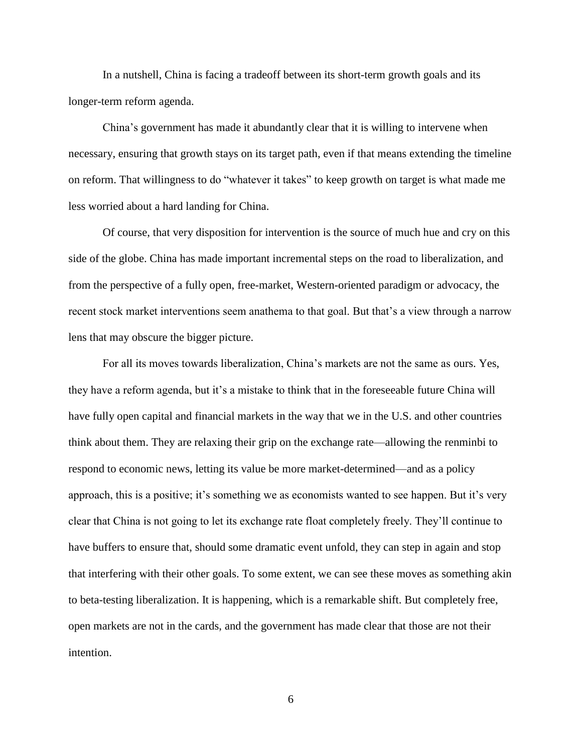In a nutshell, China is facing a tradeoff between its short-term growth goals and its longer-term reform agenda.

China's government has made it abundantly clear that it is willing to intervene when necessary, ensuring that growth stays on its target path, even if that means extending the timeline on reform. That willingness to do "whatever it takes" to keep growth on target is what made me less worried about a hard landing for China.

Of course, that very disposition for intervention is the source of much hue and cry on this side of the globe. China has made important incremental steps on the road to liberalization, and from the perspective of a fully open, free-market, Western-oriented paradigm or advocacy, the recent stock market interventions seem anathema to that goal. But that's a view through a narrow lens that may obscure the bigger picture.

For all its moves towards liberalization, China's markets are not the same as ours. Yes, they have a reform agenda, but it's a mistake to think that in the foreseeable future China will have fully open capital and financial markets in the way that we in the U.S. and other countries think about them. They are relaxing their grip on the exchange rate—allowing the renminbi to respond to economic news, letting its value be more market-determined—and as a policy approach, this is a positive; it's something we as economists wanted to see happen. But it's very clear that China is not going to let its exchange rate float completely freely. They'll continue to have buffers to ensure that, should some dramatic event unfold, they can step in again and stop that interfering with their other goals. To some extent, we can see these moves as something akin to beta-testing liberalization. It is happening, which is a remarkable shift. But completely free, open markets are not in the cards, and the government has made clear that those are not their intention.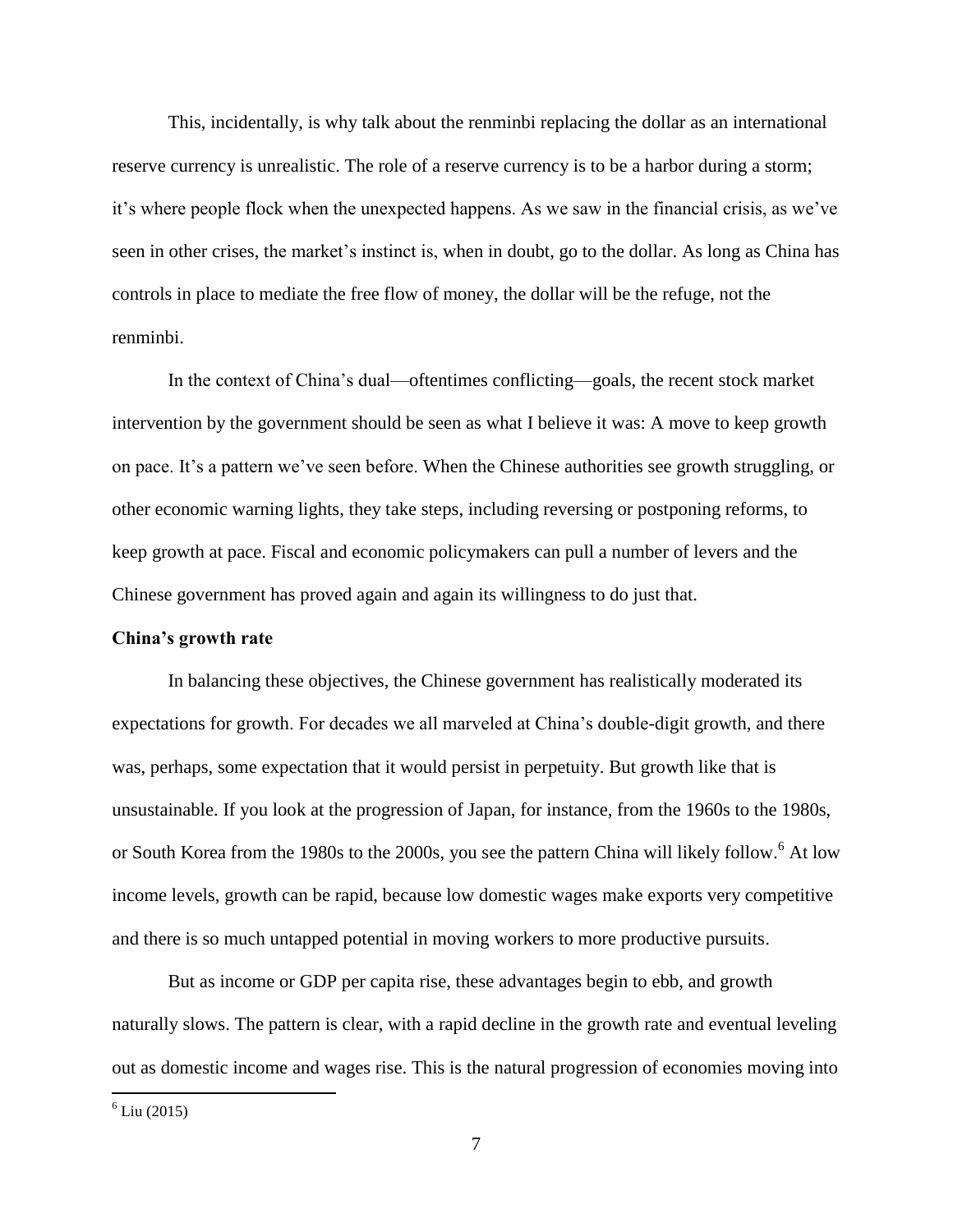This, incidentally, is why talk about the renminbi replacing the dollar as an international reserve currency is unrealistic. The role of a reserve currency is to be a harbor during a storm; it's where people flock when the unexpected happens. As we saw in the financial crisis, as we've seen in other crises, the market's instinct is, when in doubt, go to the dollar. As long as China has controls in place to mediate the free flow of money, the dollar will be the refuge, not the renminbi.

In the context of China's dual—oftentimes conflicting—goals, the recent stock market intervention by the government should be seen as what I believe it was: A move to keep growth on pace. It's a pattern we've seen before. When the Chinese authorities see growth struggling, or other economic warning lights, they take steps, including reversing or postponing reforms, to keep growth at pace. Fiscal and economic policymakers can pull a number of levers and the Chinese government has proved again and again its willingness to do just that.

**China's growth rate**

In balancing these objectives, the Chinese government has realistically moderated its expectations for growth. For decades we all marveled at China's double-digit growth, and there was, perhaps, some expectation that it would persist in perpetuity. But growth like that is unsustainable. If you look at the progression of Japan, for instance, from the 1960s to the 1980s, or South Korea from the 1980s to the 2000s, you see the pattern China will likely follow.[6] At low income levels, growth can be rapid, because low domestic wages make exports very competitive and there is so much untapped potential in moving workers to more productive pursuits.

But as income or GDP per capita rise, these advantages begin to ebb, and growth naturally slows. The pattern is clear, with a rapid decline in the growth rate and eventual leveling out as domestic income and wages rise. This is the natural progression of economies moving into

[6] Liu (2015)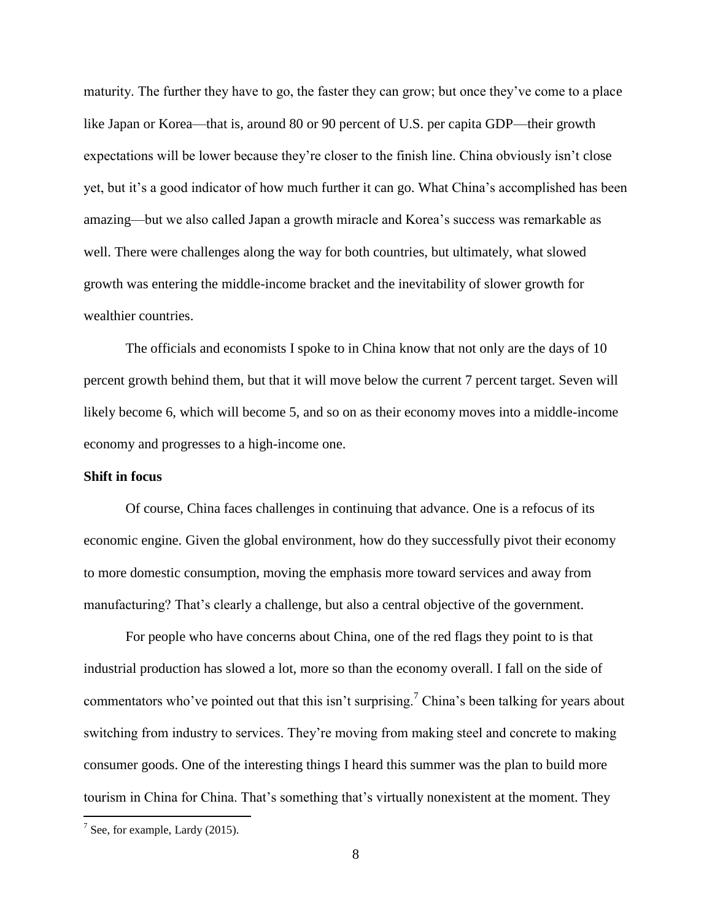maturity. The further they have to go, the faster they can grow; but once they've come to a place like Japan or Korea—that is, around 80 or 90 percent of U.S. per capita GDP—their growth expectations will be lower because they're closer to the finish line. China obviously isn't close yet, but it's a good indicator of how much further it can go. What China's accomplished has been amazing—but we also called Japan a growth miracle and Korea's success was remarkable as well. There were challenges along the way for both countries, but ultimately, what slowed growth was entering the middle-income bracket and the inevitability of slower growth for wealthier countries.

The officials and economists I spoke to in China know that not only are the days of 10 percent growth behind them, but that it will move below the current 7 percent target. Seven will likely become 6, which will become 5, and so on as their economy moves into a middle-income economy and progresses to a high-income one.

**Shift in focus**

Of course, China faces challenges in continuing that advance. One is a refocus of its economic engine. Given the global environment, how do they successfully pivot their economy to more domestic consumption, moving the emphasis more toward services and away from manufacturing? That's clearly a challenge, but also a central objective of the government.

For people who have concerns about China, one of the red flags they point to is that industrial production has slowed a lot, more so than the economy overall. I fall on the side of commentators who've pointed out that this isn't surprising.[7] China's been talking for years about switching from industry to services. They're moving from making steel and concrete to making consumer goods. One of the interesting things I heard this summer was the plan to build more tourism in China for China. That's something that's virtually nonexistent at the moment. They

[7] See, for example, Lardy (2015).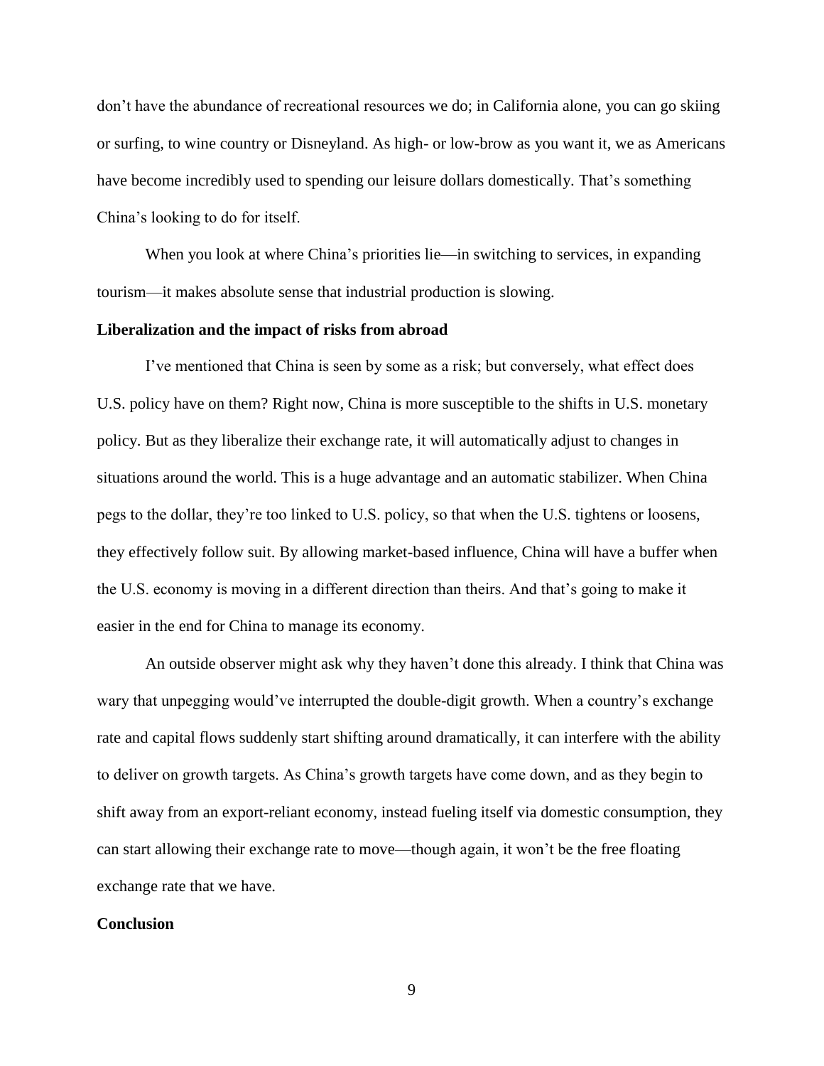don't have the abundance of recreational resources we do; in California alone, you can go skiing or surfing, to wine country or Disneyland. As high- or low-brow as you want it, we as Americans have become incredibly used to spending our leisure dollars domestically. That's something China's looking to do for itself.

When you look at where China's priorities lie—in switching to services, in expanding tourism—it makes absolute sense that industrial production is slowing.

**Liberalization and the impact of risks from abroad**

I've mentioned that China is seen by some as a risk; but conversely, what effect does U.S. policy have on them? Right now, China is more susceptible to the shifts in U.S. monetary policy. But as they liberalize their exchange rate, it will automatically adjust to changes in situations around the world. This is a huge advantage and an automatic stabilizer. When China pegs to the dollar, they're too linked to U.S. policy, so that when the U.S. tightens or loosens, they effectively follow suit. By allowing market-based influence, China will have a buffer when the U.S. economy is moving in a different direction than theirs. And that's going to make it easier in the end for China to manage its economy.

An outside observer might ask why they haven't done this already. I think that China was wary that unpegging would've interrupted the double-digit growth. When a country's exchange rate and capital flows suddenly start shifting around dramatically, it can interfere with the ability to deliver on growth targets. As China's growth targets have come down, and as they begin to shift away from an export-reliant economy, instead fueling itself via domestic consumption, they can start allowing their exchange rate to move—though again, it won't be the free floating exchange rate that we have.

**Conclusion**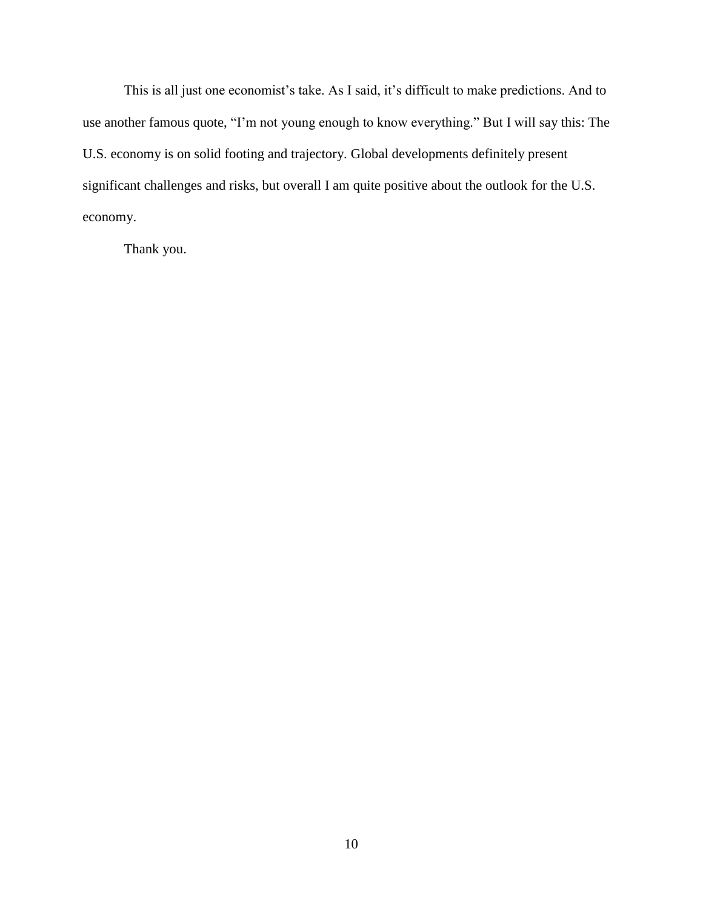This is all just one economist’s take. As I said, it’s difficult to make predictions. And to use another famous quote, “I’m not young enough to know everything.” But I will say this: The U.S. economy is on solid footing and trajectory. Global developments definitely present significant challenges and risks, but overall I am quite positive about the outlook for the U.S. economy.

Thank you.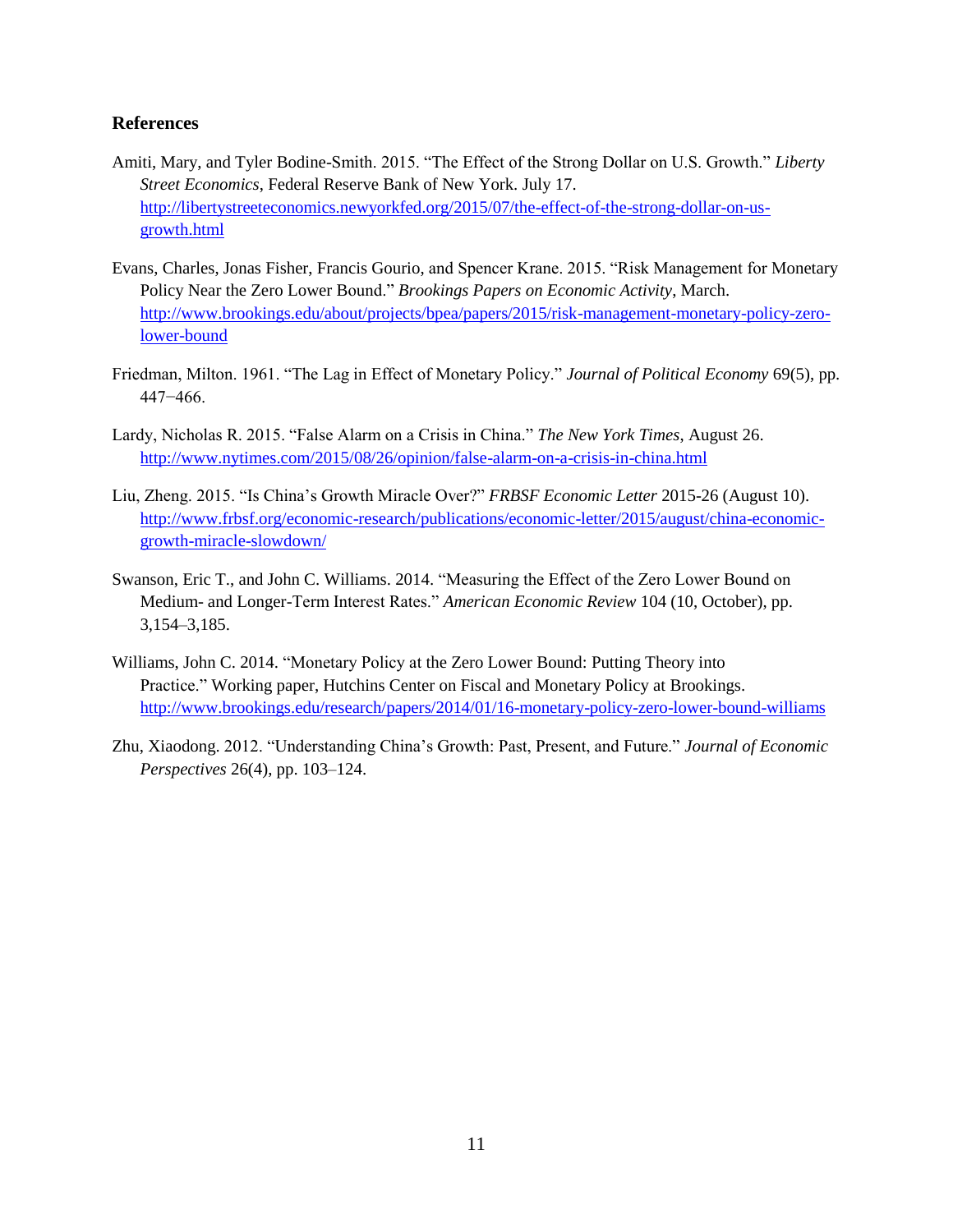## References

Amiti, Mary, and Tyler Bodine-Smith. 2015. "The Effect of the Strong Dollar on U.S. Growth." *Liberty Street Economics*, Federal Reserve Bank of New York. July 17. http://libertystreeteconomics.newyorkfed.org/2015/07/the-effect-of-the-strong-dollar-on-us-growth.html

Evans, Charles, Jonas Fisher, Francis Gourio, and Spencer Krane. 2015. "Risk Management for Monetary Policy Near the Zero Lower Bound." *Brookings Papers on Economic Activity*, March. http://www.brookings.edu/about/projects/bpea/papers/2015/risk-management-monetary-policy-zero-lower-bound

Friedman, Milton. 1961. "The Lag in Effect of Monetary Policy." *Journal of Political Economy* 69(5), pp. 447−466.

Lardy, Nicholas R. 2015. "False Alarm on a Crisis in China." *The New York Times*, August 26. http://www.nytimes.com/2015/08/26/opinion/false-alarm-on-a-crisis-in-china.html

Liu, Zheng. 2015. "Is China's Growth Miracle Over?" *FRBSF Economic Letter* 2015-26 (August 10). http://www.frbsf.org/economic-research/publications/economic-letter/2015/august/china-economic-growth-miracle-slowdown/

Swanson, Eric T., and John C. Williams. 2014. "Measuring the Effect of the Zero Lower Bound on Medium- and Longer-Term Interest Rates." *American Economic Review* 104 (10, October), pp. 3,154–3,185.

Williams, John C. 2014. "Monetary Policy at the Zero Lower Bound: Putting Theory into Practice." Working paper, Hutchins Center on Fiscal and Monetary Policy at Brookings. http://www.brookings.edu/research/papers/2014/01/16-monetary-policy-zero-lower-bound-williams

Zhu, Xiaodong. 2012. "Understanding China's Growth: Past, Present, and Future." *Journal of Economic Perspectives* 26(4), pp. 103–124.